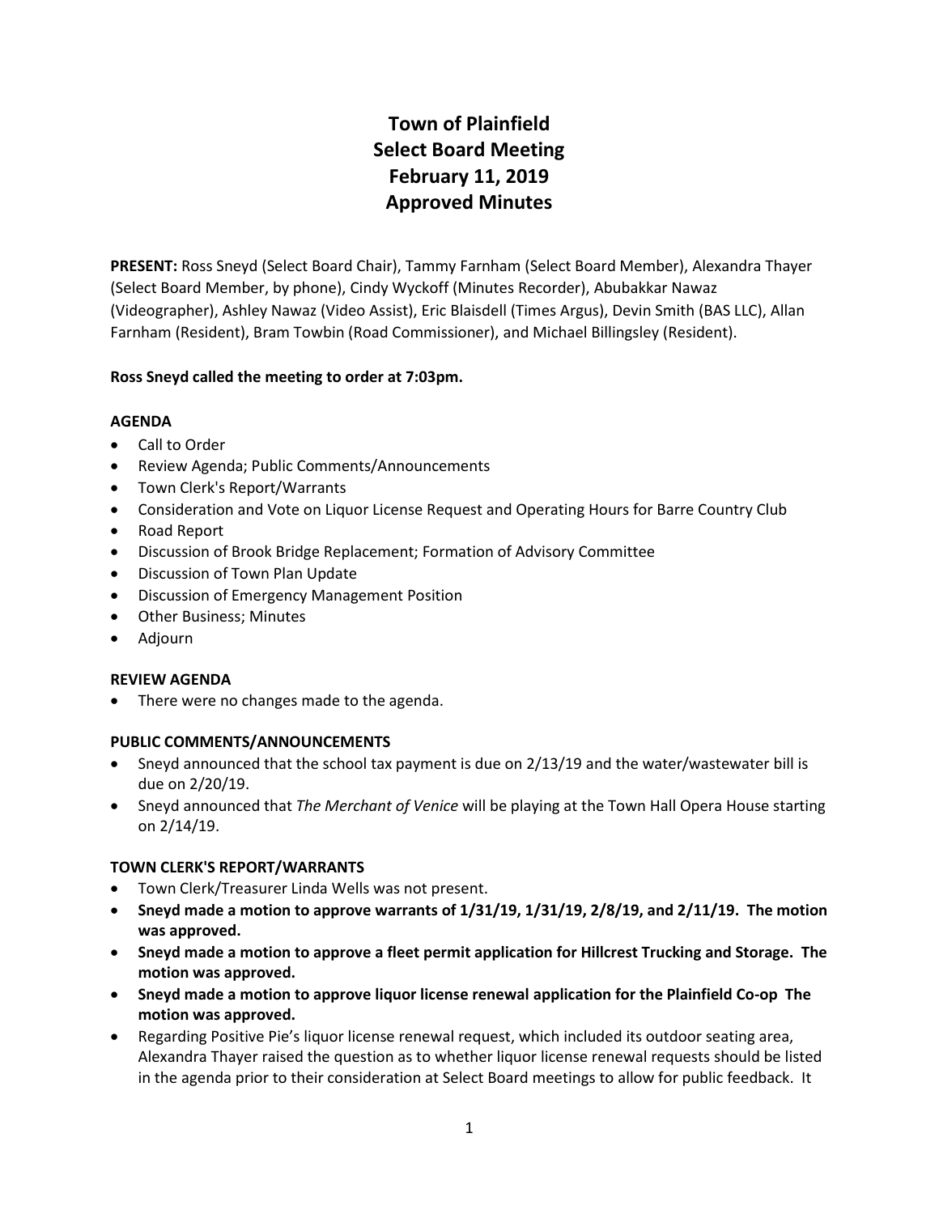# Town of Plainfield
# Select Board Meeting
# February 11, 2019
# Approved Minutes

**PRESENT:** Ross Sneyd (Select Board Chair), Tammy Farnham (Select Board Member), Alexandra Thayer (Select Board Member, by phone), Cindy Wyckoff (Minutes Recorder), Abubakkar Nawaz (Videographer), Ashley Nawaz (Video Assist), Eric Blaisdell (Times Argus), Devin Smith (BAS LLC), Allan Farnham (Resident), Bram Towbin (Road Commissioner), and Michael Billingsley (Resident).

**Ross Sneyd called the meeting to order at 7:03pm.**

**AGENDA**

- Call to Order
- Review Agenda; Public Comments/Announcements
- Town Clerk's Report/Warrants
- Consideration and Vote on Liquor License Request and Operating Hours for Barre Country Club
- Road Report
- Discussion of Brook Bridge Replacement; Formation of Advisory Committee
- Discussion of Town Plan Update
- Discussion of Emergency Management Position
- Other Business; Minutes
- Adjourn

**REVIEW AGENDA**

- There were no changes made to the agenda.

**PUBLIC COMMENTS/ANNOUNCEMENTS**

- Sneyd announced that the school tax payment is due on 2/13/19 and the water/wastewater bill is due on 2/20/19.
- Sneyd announced that *The Merchant of Venice* will be playing at the Town Hall Opera House starting on 2/14/19.

**TOWN CLERK'S REPORT/WARRANTS**

- Town Clerk/Treasurer Linda Wells was not present.
- **Sneyd made a motion to approve warrants of 1/31/19, 1/31/19, 2/8/19, and 2/11/19. The motion was approved.**
- **Sneyd made a motion to approve a fleet permit application for Hillcrest Trucking and Storage. The motion was approved.**
- **Sneyd made a motion to approve liquor license renewal application for the Plainfield Co-op The motion was approved.**
- Regarding Positive Pie's liquor license renewal request, which included its outdoor seating area, Alexandra Thayer raised the question as to whether liquor license renewal requests should be listed in the agenda prior to their consideration at Select Board meetings to allow for public feedback. It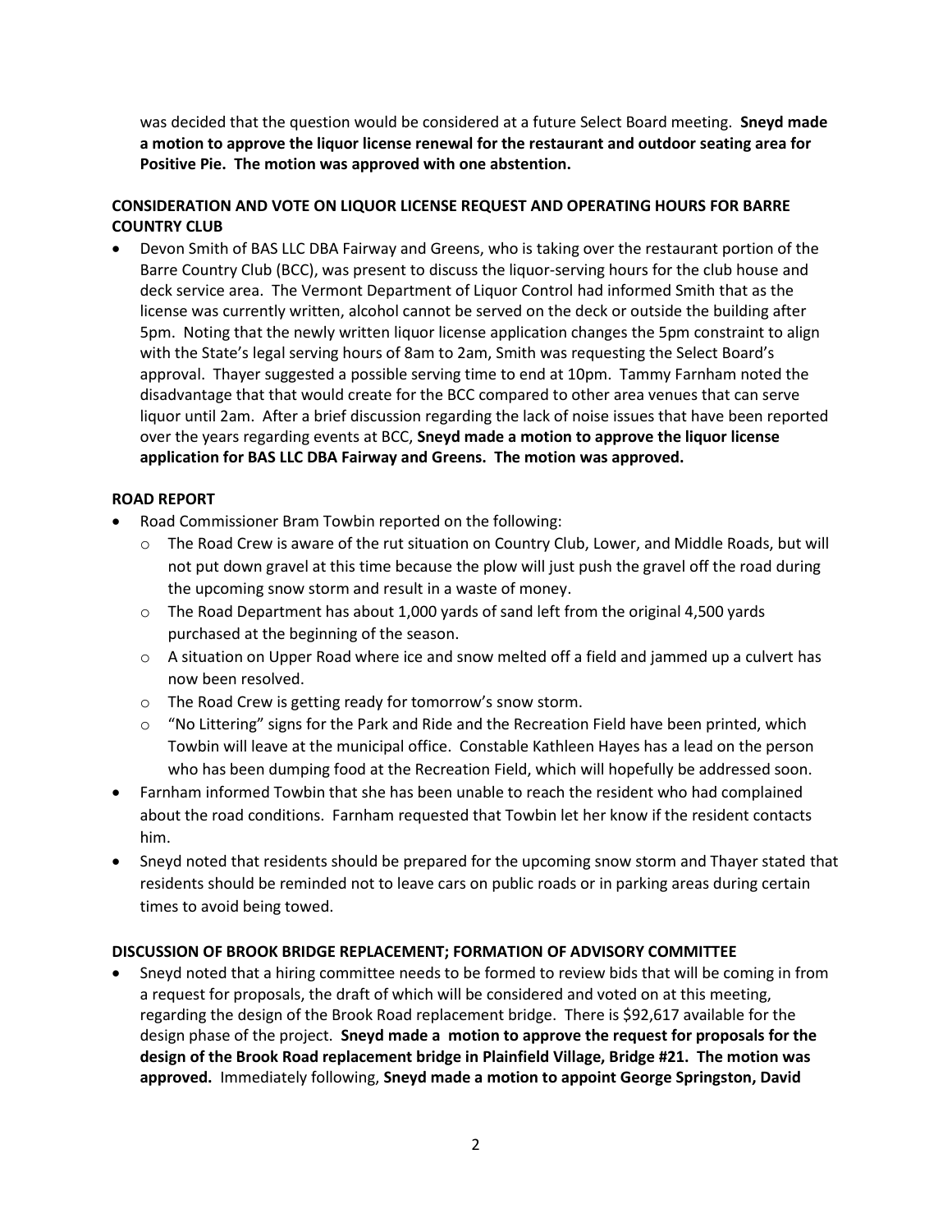was decided that the question would be considered at a future Select Board meeting. **Sneyd made a motion to approve the liquor license renewal for the restaurant and outdoor seating area for Positive Pie. The motion was approved with one abstention.**

## CONSIDERATION AND VOTE ON LIQUOR LICENSE REQUEST AND OPERATING HOURS FOR BARRE COUNTRY CLUB

- Devon Smith of BAS LLC DBA Fairway and Greens, who is taking over the restaurant portion of the Barre Country Club (BCC), was present to discuss the liquor-serving hours for the club house and deck service area. The Vermont Department of Liquor Control had informed Smith that as the license was currently written, alcohol cannot be served on the deck or outside the building after 5pm. Noting that the newly written liquor license application changes the 5pm constraint to align with the State's legal serving hours of 8am to 2am, Smith was requesting the Select Board's approval. Thayer suggested a possible serving time to end at 10pm. Tammy Farnham noted the disadvantage that that would create for the BCC compared to other area venues that can serve liquor until 2am. After a brief discussion regarding the lack of noise issues that have been reported over the years regarding events at BCC, **Sneyd made a motion to approve the liquor license application for BAS LLC DBA Fairway and Greens. The motion was approved.**

## ROAD REPORT

- Road Commissioner Bram Towbin reported on the following:
  - The Road Crew is aware of the rut situation on Country Club, Lower, and Middle Roads, but will not put down gravel at this time because the plow will just push the gravel off the road during the upcoming snow storm and result in a waste of money.
  - The Road Department has about 1,000 yards of sand left from the original 4,500 yards purchased at the beginning of the season.
  - A situation on Upper Road where ice and snow melted off a field and jammed up a culvert has now been resolved.
  - The Road Crew is getting ready for tomorrow's snow storm.
  - "No Littering" signs for the Park and Ride and the Recreation Field have been printed, which Towbin will leave at the municipal office. Constable Kathleen Hayes has a lead on the person who has been dumping food at the Recreation Field, which will hopefully be addressed soon.
- Farnham informed Towbin that she has been unable to reach the resident who had complained about the road conditions. Farnham requested that Towbin let her know if the resident contacts him.
- Sneyd noted that residents should be prepared for the upcoming snow storm and Thayer stated that residents should be reminded not to leave cars on public roads or in parking areas during certain times to avoid being towed.

## DISCUSSION OF BROOK BRIDGE REPLACEMENT; FORMATION OF ADVISORY COMMITTEE

- Sneyd noted that a hiring committee needs to be formed to review bids that will be coming in from a request for proposals, the draft of which will be considered and voted on at this meeting, regarding the design of the Brook Road replacement bridge. There is $92,617 available for the design phase of the project. **Sneyd made a motion to approve the request for proposals for the design of the Brook Road replacement bridge in Plainfield Village, Bridge #21. The motion was approved.** Immediately following, **Sneyd made a motion to appoint George Springston, David**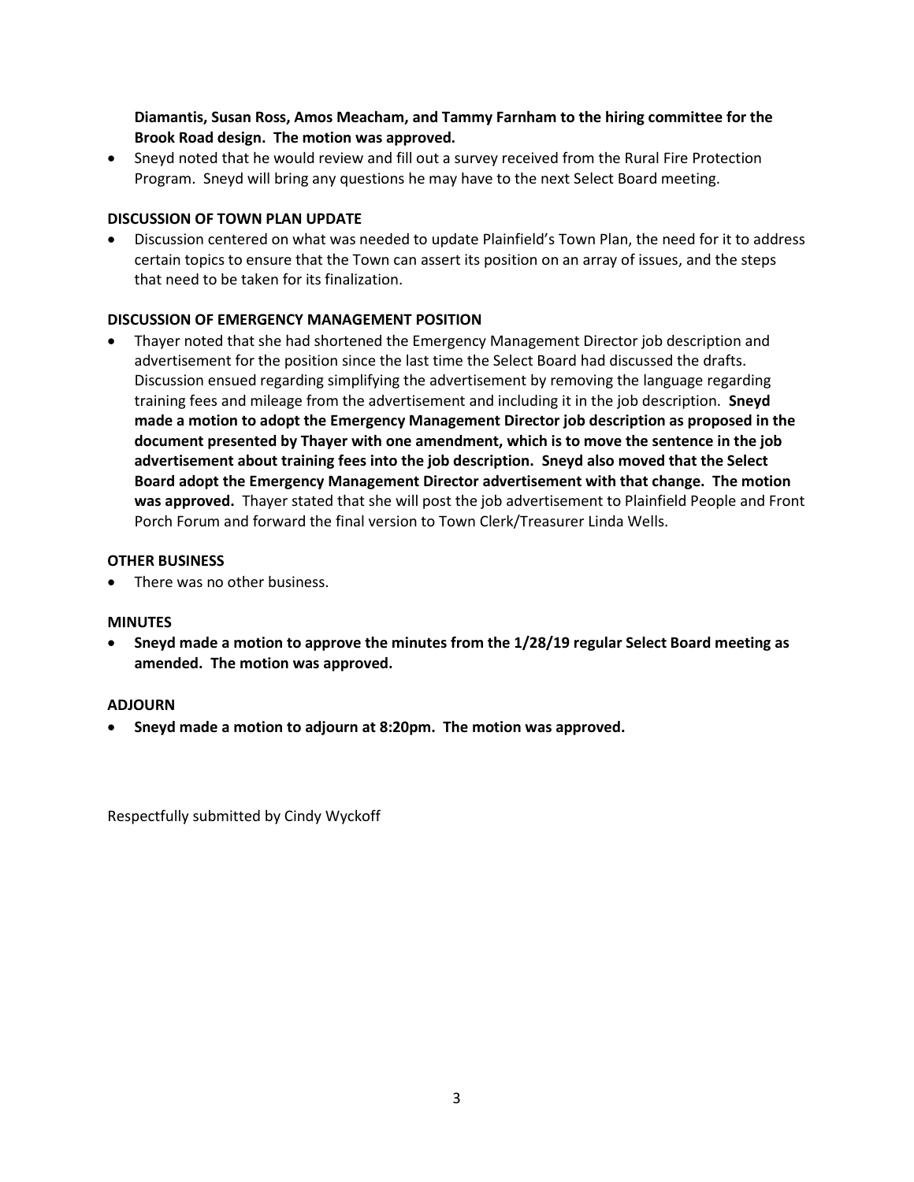**Diamantis, Susan Ross, Amos Meacham, and Tammy Farnham to the hiring committee for the Brook Road design. The motion was approved.**

- Sneyd noted that he would review and fill out a survey received from the Rural Fire Protection Program. Sneyd will bring any questions he may have to the next Select Board meeting.

**DISCUSSION OF TOWN PLAN UPDATE**

- Discussion centered on what was needed to update Plainfield's Town Plan, the need for it to address certain topics to ensure that the Town can assert its position on an array of issues, and the steps that need to be taken for its finalization.

**DISCUSSION OF EMERGENCY MANAGEMENT POSITION**

- Thayer noted that she had shortened the Emergency Management Director job description and advertisement for the position since the last time the Select Board had discussed the drafts. Discussion ensued regarding simplifying the advertisement by removing the language regarding training fees and mileage from the advertisement and including it in the job description. **Sneyd made a motion to adopt the Emergency Management Director job description as proposed in the document presented by Thayer with one amendment, which is to move the sentence in the job advertisement about training fees into the job description. Sneyd also moved that the Select Board adopt the Emergency Management Director advertisement with that change. The motion was approved.** Thayer stated that she will post the job advertisement to Plainfield People and Front Porch Forum and forward the final version to Town Clerk/Treasurer Linda Wells.

**OTHER BUSINESS**

- There was no other business.

**MINUTES**

- **Sneyd made a motion to approve the minutes from the 1/28/19 regular Select Board meeting as amended. The motion was approved.**

**ADJOURN**

- **Sneyd made a motion to adjourn at 8:20pm. The motion was approved.**

Respectfully submitted by Cindy Wyckoff